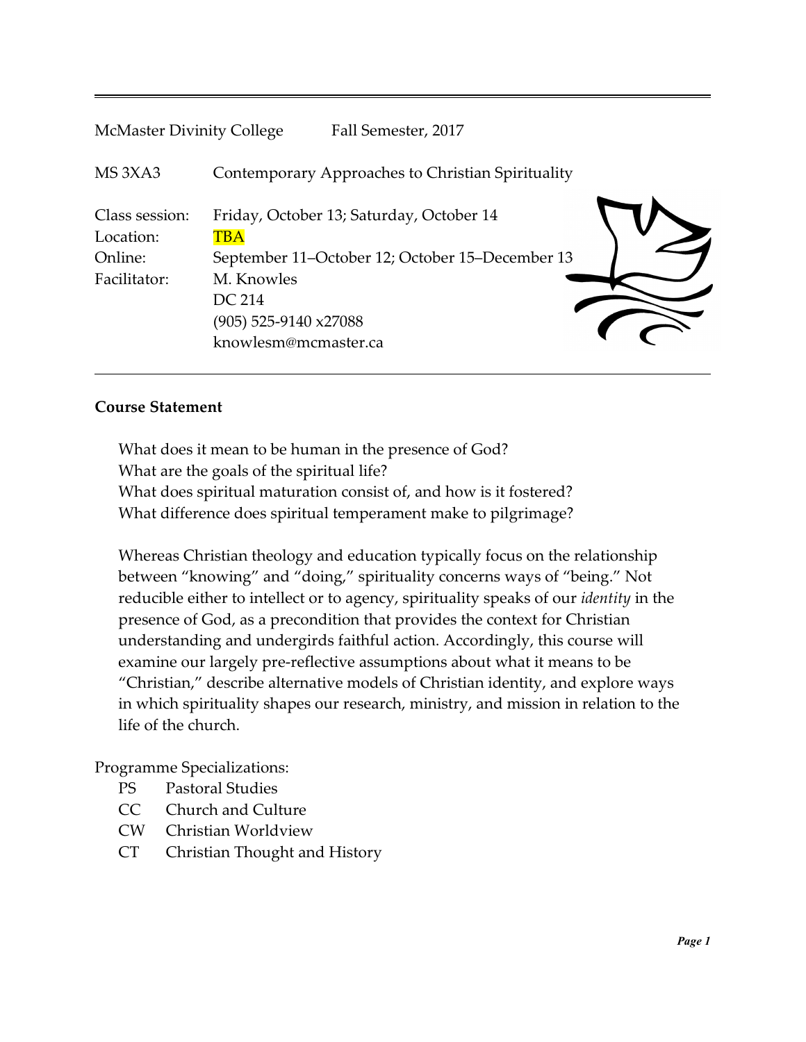McMaster Divinity College Fall Semester, 2017

MS 3XA3 Contemporary Approaches to Christian Spirituality

Class session: Friday, October 13; Saturday, October 14
Location: TBA
Online: September 11–October 12; October 15–December 13
Facilitator: M. Knowles
DC 214
(905) 525-9140 x27088
knowlesm@mcmaster.ca

**Course Statement**

What does it mean to be human in the presence of God?
What are the goals of the spiritual life?
What does spiritual maturation consist of, and how is it fostered?
What difference does spiritual temperament make to pilgrimage?

Whereas Christian theology and education typically focus on the relationship between "knowing" and "doing," spirituality concerns ways of "being." Not reducible either to intellect or to agency, spirituality speaks of our *identity* in the presence of God, as a precondition that provides the context for Christian understanding and undergirds faithful action. Accordingly, this course will examine our largely pre-reflective assumptions about what it means to be "Christian," describe alternative models of Christian identity, and explore ways in which spirituality shapes our research, ministry, and mission in relation to the life of the church.

Programme Specializations:

- PS Pastoral Studies
- CC Church and Culture
- CW Christian Worldview
- CT Christian Thought and History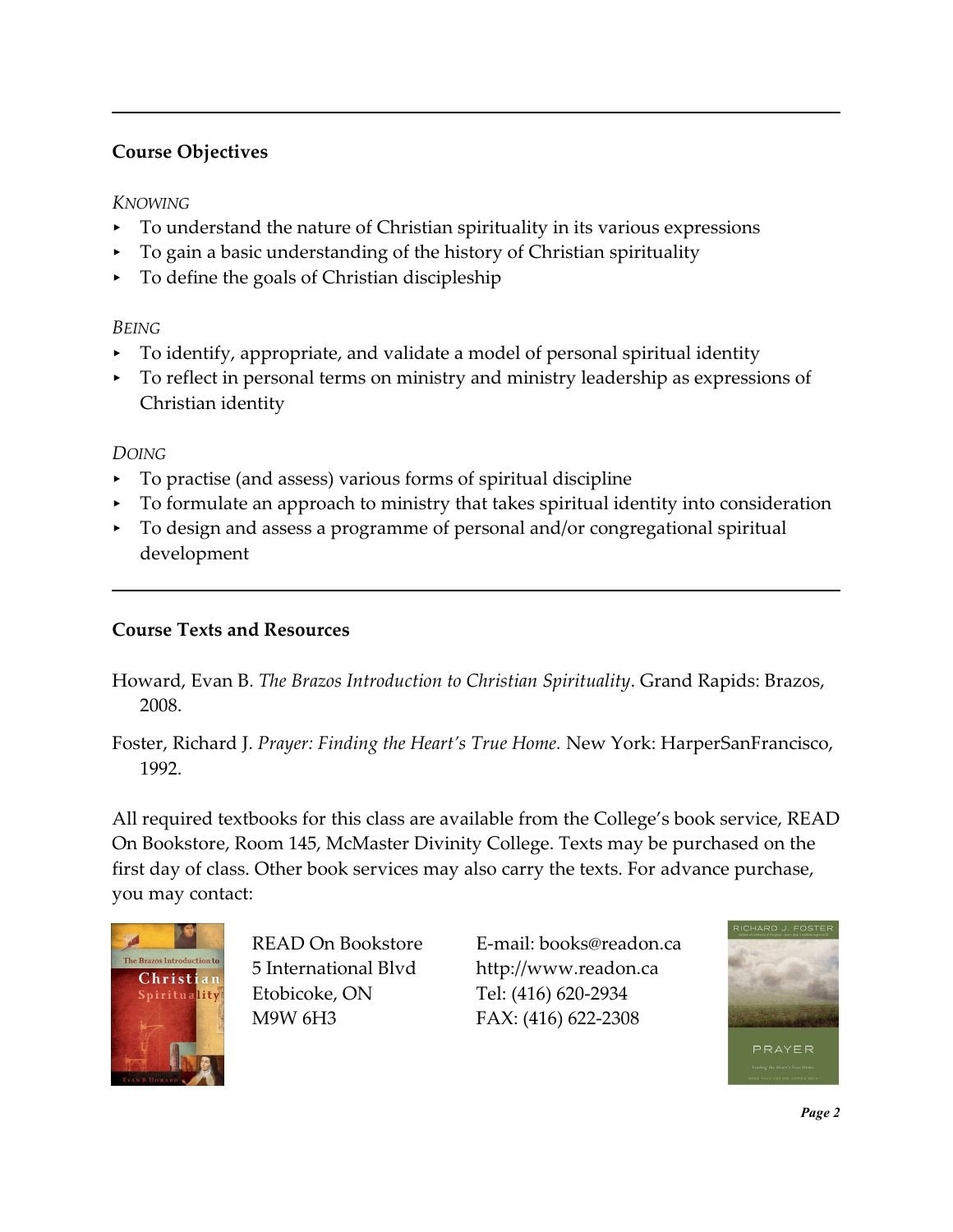## Course Objectives

*KNOWING*

- To understand the nature of Christian spirituality in its various expressions
- To gain a basic understanding of the history of Christian spirituality
- To define the goals of Christian discipleship

*BEING*

- To identify, appropriate, and validate a model of personal spiritual identity
- To reflect in personal terms on ministry and ministry leadership as expressions of Christian identity

*DOING*

- To practise (and assess) various forms of spiritual discipline
- To formulate an approach to ministry that takes spiritual identity into consideration
- To design and assess a programme of personal and/or congregational spiritual development

## Course Texts and Resources

Howard, Evan B. *The Brazos Introduction to Christian Spirituality*. Grand Rapids: Brazos, 2008.

Foster, Richard J. *Prayer: Finding the Heart's True Home.* New York: HarperSanFrancisco, 1992.

All required textbooks for this class are available from the College's book service, READ On Bookstore, Room 145, McMaster Divinity College. Texts may be purchased on the first day of class. Other book services may also carry the texts. For advance purchase, you may contact:

READ On Bookstore
5 International Blvd
Etobicoke, ON
M9W 6H3

E-mail: books@readon.ca
http://www.readon.ca
Tel: (416) 620-2934
FAX: (416) 622-2308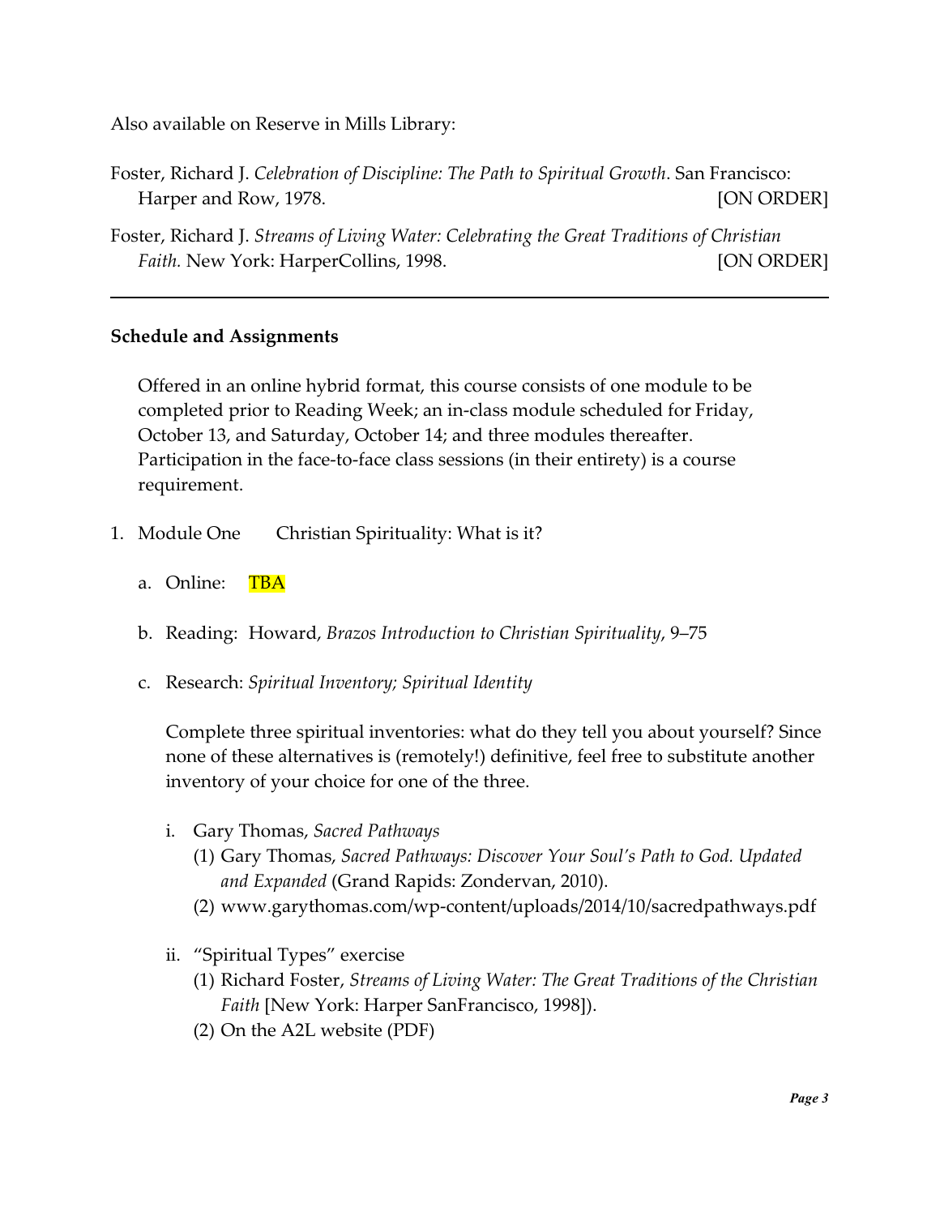Also available on Reserve in Mills Library:

Foster, Richard J. *Celebration of Discipline: The Path to Spiritual Growth*. San Francisco: Harper and Row, 1978. [ON ORDER]

Foster, Richard J. *Streams of Living Water: Celebrating the Great Traditions of Christian Faith.* New York: HarperCollins, 1998. [ON ORDER]

---

**Schedule and Assignments**

Offered in an online hybrid format, this course consists of one module to be completed prior to Reading Week; an in-class module scheduled for Friday, October 13, and Saturday, October 14; and three modules thereafter. Participation in the face-to-face class sessions (in their entirety) is a course requirement.

1. Module One  Christian Spirituality: What is it?

   a. Online: TBA

   b. Reading: Howard, *Brazos Introduction to Christian Spirituality*, 9–75

   c. Research: *Spiritual Inventory; Spiritual Identity*

      Complete three spiritual inventories: what do they tell you about yourself? Since none of these alternatives is (remotely!) definitive, feel free to substitute another inventory of your choice for one of the three.

      i. Gary Thomas, *Sacred Pathways*
         (1) Gary Thomas, *Sacred Pathways: Discover Your Soul's Path to God. Updated and Expanded* (Grand Rapids: Zondervan, 2010).
         (2) www.garythomas.com/wp-content/uploads/2014/10/sacredpathways.pdf

      ii. "Spiritual Types" exercise
         (1) Richard Foster, *Streams of Living Water: The Great Traditions of the Christian Faith* [New York: Harper SanFrancisco, 1998]).
         (2) On the A2L website (PDF)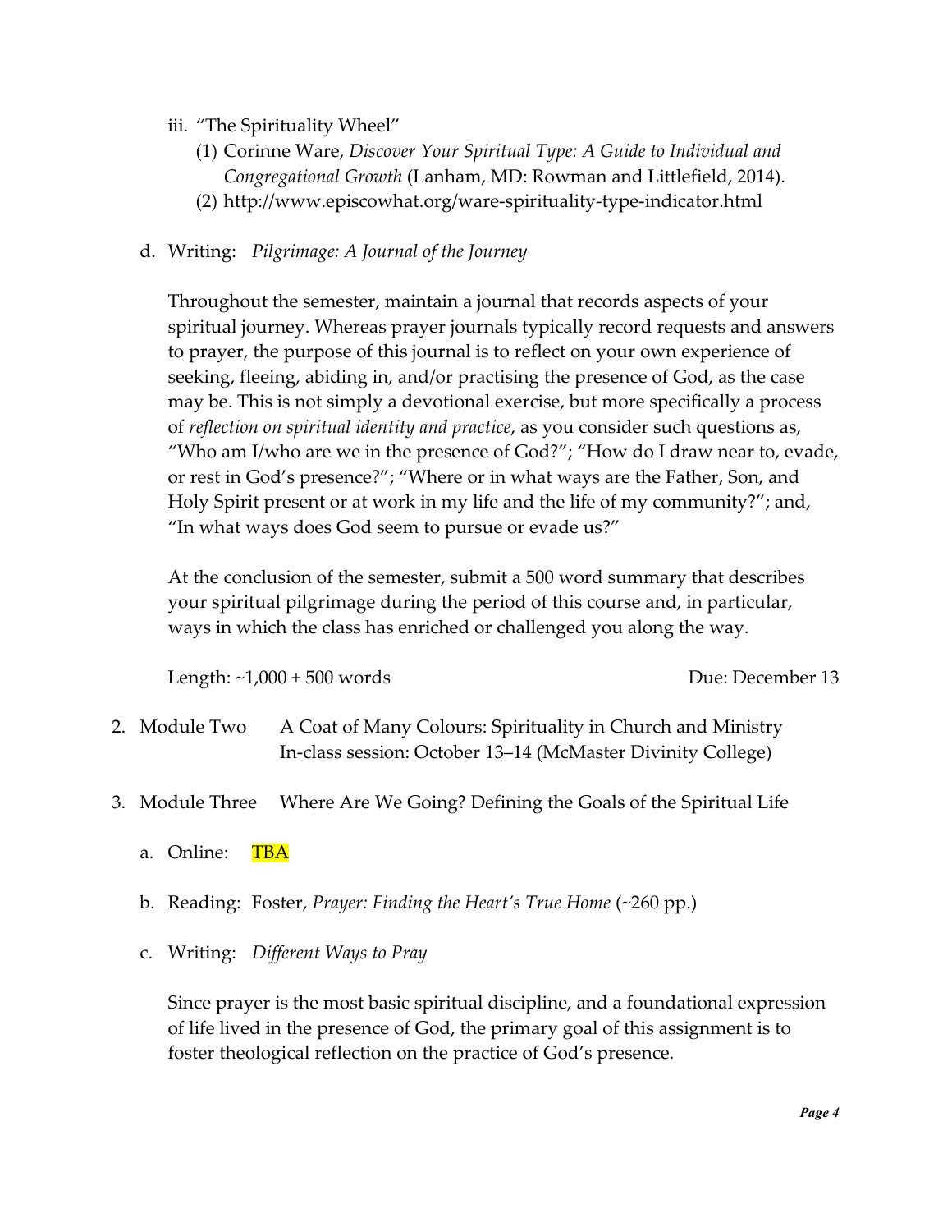iii. "The Spirituality Wheel"
   (1) Corinne Ware, *Discover Your Spiritual Type: A Guide to Individual and Congregational Growth* (Lanham, MD: Rowman and Littlefield, 2014).
   (2) http://www.episcowhat.org/ware-spirituality-type-indicator.html

d. Writing: *Pilgrimage: A Journal of the Journey*

Throughout the semester, maintain a journal that records aspects of your spiritual journey. Whereas prayer journals typically record requests and answers to prayer, the purpose of this journal is to reflect on your own experience of seeking, fleeing, abiding in, and/or practising the presence of God, as the case may be. This is not simply a devotional exercise, but more specifically a process of *reflection on spiritual identity and practice*, as you consider such questions as, "Who am I/who are we in the presence of God?"; "How do I draw near to, evade, or rest in God's presence?"; "Where or in what ways are the Father, Son, and Holy Spirit present or at work in my life and the life of my community?"; and, "In what ways does God seem to pursue or evade us?"

At the conclusion of the semester, submit a 500 word summary that describes your spiritual pilgrimage during the period of this course and, in particular, ways in which the class has enriched or challenged you along the way.

Length: ~1,000 + 500 words — Due: December 13

2. Module Two — A Coat of Many Colours: Spirituality in Church and Ministry
   In-class session: October 13–14 (McMaster Divinity College)

3. Module Three — Where Are We Going? Defining the Goals of the Spiritual Life

   a. Online: TBA

   b. Reading: Foster, *Prayer: Finding the Heart's True Home* (~260 pp.)

   c. Writing: *Different Ways to Pray*

   Since prayer is the most basic spiritual discipline, and a foundational expression of life lived in the presence of God, the primary goal of this assignment is to foster theological reflection on the practice of God's presence.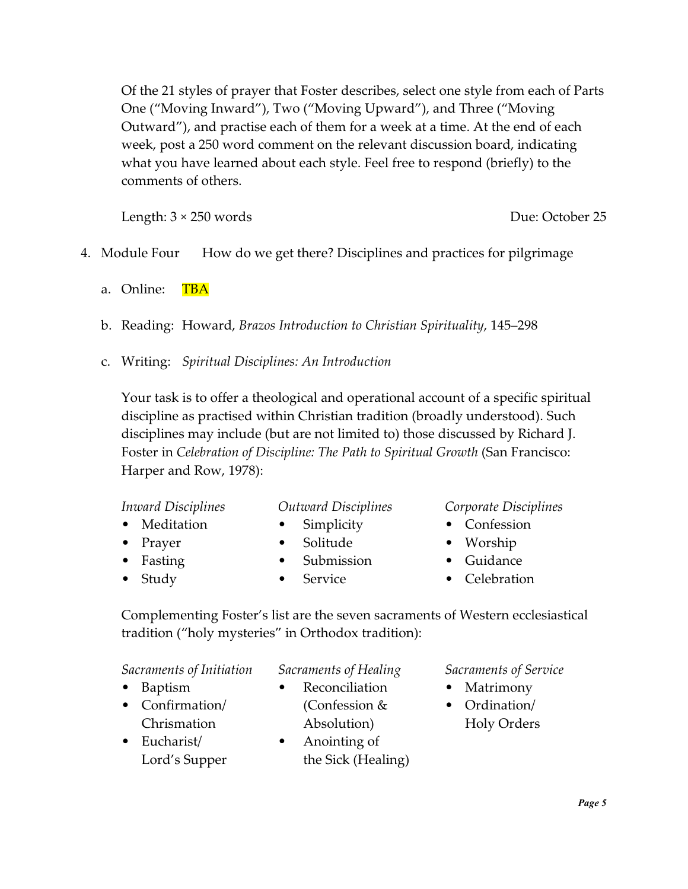Of the 21 styles of prayer that Foster describes, select one style from each of Parts One ("Moving Inward"), Two ("Moving Upward"), and Three ("Moving Outward"), and practise each of them for a week at a time. At the end of each week, post a 250 word comment on the relevant discussion board, indicating what you have learned about each style. Feel free to respond (briefly) to the comments of others.

Length: 3 × 250 words  Due: October 25

4. Module Four  How do we get there? Disciplines and practices for pilgrimage

   a. Online:  TBA

   b. Reading: Howard, *Brazos Introduction to Christian Spirituality*, 145–298

   c. Writing: *Spiritual Disciplines: An Introduction*

   Your task is to offer a theological and operational account of a specific spiritual discipline as practised within Christian tradition (broadly understood). Such disciplines may include (but are not limited to) those discussed by Richard J. Foster in *Celebration of Discipline: The Path to Spiritual Growth* (San Francisco: Harper and Row, 1978):

   *Inward Disciplines*
   - Meditation
   - Prayer
   - Fasting
   - Study

   *Outward Disciplines*
   - Simplicity
   - Solitude
   - Submission
   - Service

   *Corporate Disciplines*
   - Confession
   - Worship
   - Guidance
   - Celebration

   Complementing Foster's list are the seven sacraments of Western ecclesiastical tradition ("holy mysteries" in Orthodox tradition):

   *Sacraments of Initiation*
   - Baptism
   - Confirmation/ Chrismation
   - Eucharist/ Lord's Supper

   *Sacraments of Healing*
   - Reconciliation (Confession & Absolution)
   - Anointing of the Sick (Healing)

   *Sacraments of Service*
   - Matrimony
   - Ordination/ Holy Orders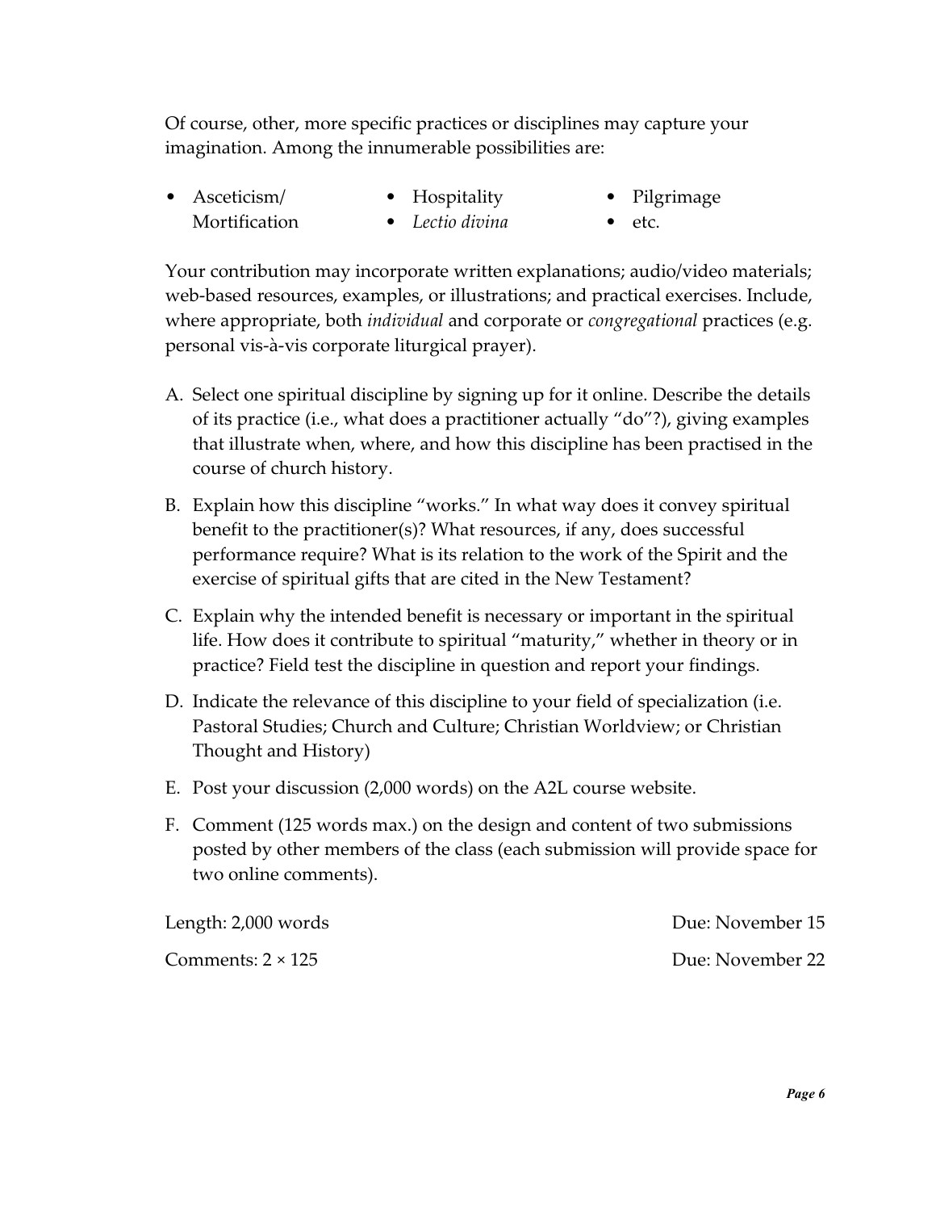Of course, other, more specific practices or disciplines may capture your imagination. Among the innumerable possibilities are:

- Asceticism/ Mortification
- Hospitality
- *Lectio divina*
- Pilgrimage
- etc.

Your contribution may incorporate written explanations; audio/video materials; web-based resources, examples, or illustrations; and practical exercises. Include, where appropriate, both *individual* and corporate or *congregational* practices (e.g. personal vis-à-vis corporate liturgical prayer).

A. Select one spiritual discipline by signing up for it online. Describe the details of its practice (i.e., what does a practitioner actually "do"?), giving examples that illustrate when, where, and how this discipline has been practised in the course of church history.

B. Explain how this discipline "works." In what way does it convey spiritual benefit to the practitioner(s)? What resources, if any, does successful performance require? What is its relation to the work of the Spirit and the exercise of spiritual gifts that are cited in the New Testament?

C. Explain why the intended benefit is necessary or important in the spiritual life. How does it contribute to spiritual "maturity," whether in theory or in practice? Field test the discipline in question and report your findings.

D. Indicate the relevance of this discipline to your field of specialization (i.e. Pastoral Studies; Church and Culture; Christian Worldview; or Christian Thought and History)

E. Post your discussion (2,000 words) on the A2L course website.

F. Comment (125 words max.) on the design and content of two submissions posted by other members of the class (each submission will provide space for two online comments).

Length: 2,000 words — Due: November 15

Comments: 2 × 125 — Due: November 22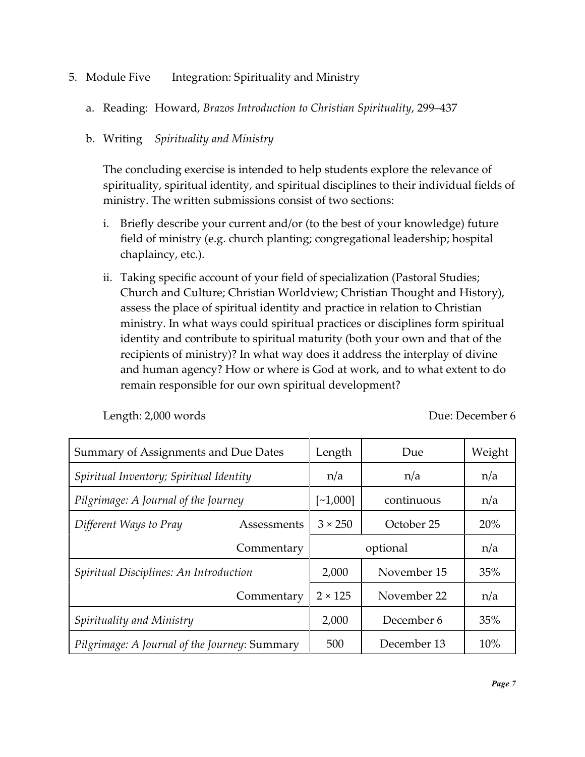5. Module Five    Integration: Spirituality and Ministry

    a. Reading: Howard, *Brazos Introduction to Christian Spirituality*, 299–437

    b. Writing  *Spirituality and Ministry*

    The concluding exercise is intended to help students explore the relevance of spirituality, spiritual identity, and spiritual disciplines to their individual fields of ministry. The written submissions consist of two sections:

    i. Briefly describe your current and/or (to the best of your knowledge) future field of ministry (e.g. church planting; congregational leadership; hospital chaplaincy, etc.).

    ii. Taking specific account of your field of specialization (Pastoral Studies; Church and Culture; Christian Worldview; Christian Thought and History), assess the place of spiritual identity and practice in relation to Christian ministry. In what ways could spiritual practices or disciplines form spiritual identity and contribute to spiritual maturity (both your own and that of the recipients of ministry)? In what way does it address the interplay of divine and human agency? How or where is God at work, and to what extent to do remain responsible for our own spiritual development?

    Length: 2,000 words    Due: December 6

| Summary of Assignments and Due Dates | | Length | Due | Weight |
|---|---|---|---|---|
| *Spiritual Inventory; Spiritual Identity* | | n/a | n/a | n/a |
| *Pilgrimage: A Journal of the Journey* | | [~1,000] | continuous | n/a |
| *Different Ways to Pray* | Assessments | 3 × 250 | October 25 | 20% |
| | Commentary | optional | | n/a |
| *Spiritual Disciplines: An Introduction* | | 2,000 | November 15 | 35% |
| | Commentary | 2 × 125 | November 22 | n/a |
| *Spirituality and Ministry* | | 2,000 | December 6 | 35% |
| *Pilgrimage: A Journal of the Journey*: Summary | | 500 | December 13 | 10% |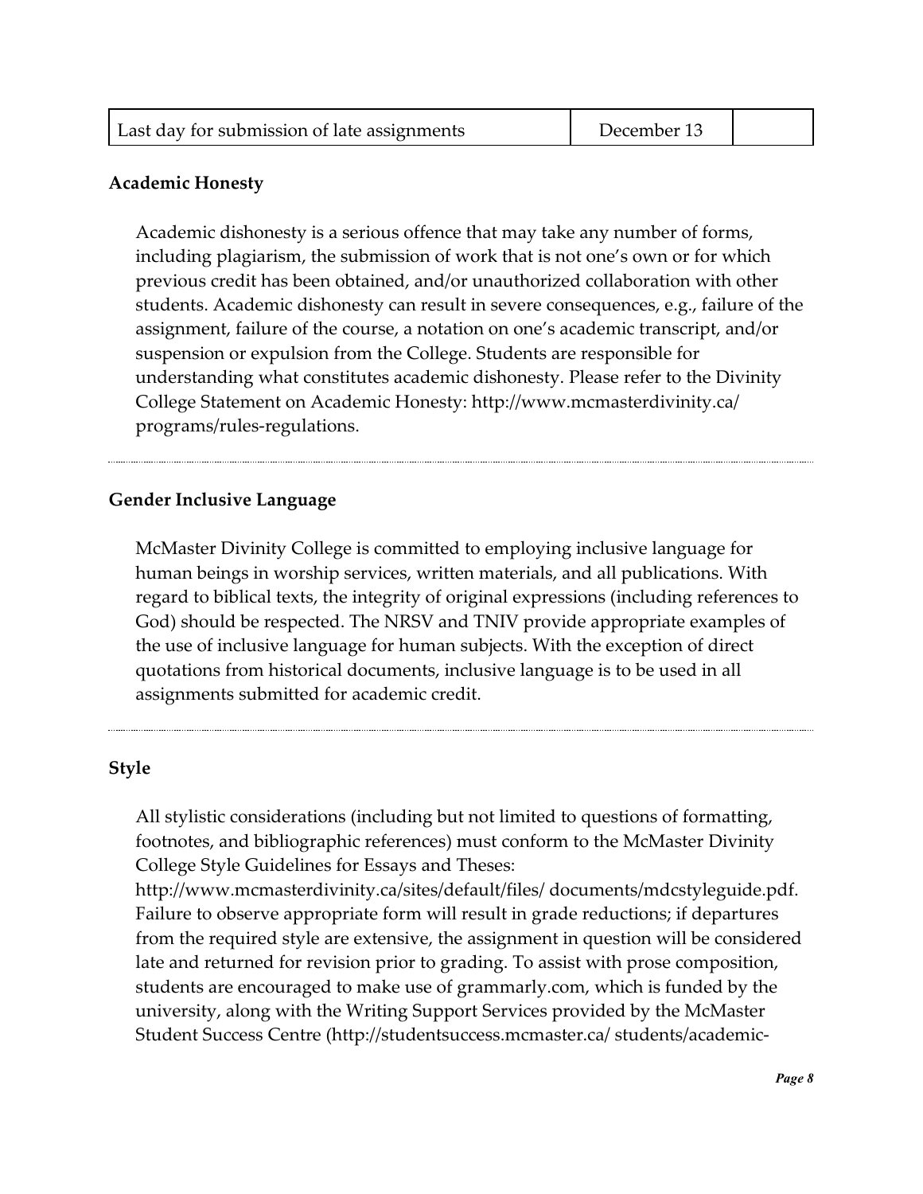| Last day for submission of late assignments | December 13 | |
|---|---|---|

**Academic Honesty**

Academic dishonesty is a serious offence that may take any number of forms, including plagiarism, the submission of work that is not one's own or for which previous credit has been obtained, and/or unauthorized collaboration with other students. Academic dishonesty can result in severe consequences, e.g., failure of the assignment, failure of the course, a notation on one's academic transcript, and/or suspension or expulsion from the College. Students are responsible for understanding what constitutes academic dishonesty. Please refer to the Divinity College Statement on Academic Honesty: http://www.mcmasterdivinity.ca/ programs/rules-regulations.

---

**Gender Inclusive Language**

McMaster Divinity College is committed to employing inclusive language for human beings in worship services, written materials, and all publications. With regard to biblical texts, the integrity of original expressions (including references to God) should be respected. The NRSV and TNIV provide appropriate examples of the use of inclusive language for human subjects. With the exception of direct quotations from historical documents, inclusive language is to be used in all assignments submitted for academic credit.

---

**Style**

All stylistic considerations (including but not limited to questions of formatting, footnotes, and bibliographic references) must conform to the McMaster Divinity College Style Guidelines for Essays and Theses: http://www.mcmasterdivinity.ca/sites/default/files/ documents/mdcstyleguide.pdf. Failure to observe appropriate form will result in grade reductions; if departures from the required style are extensive, the assignment in question will be considered late and returned for revision prior to grading. To assist with prose composition, students are encouraged to make use of grammarly.com, which is funded by the university, along with the Writing Support Services provided by the McMaster Student Success Centre (http://studentsuccess.mcmaster.ca/ students/academic-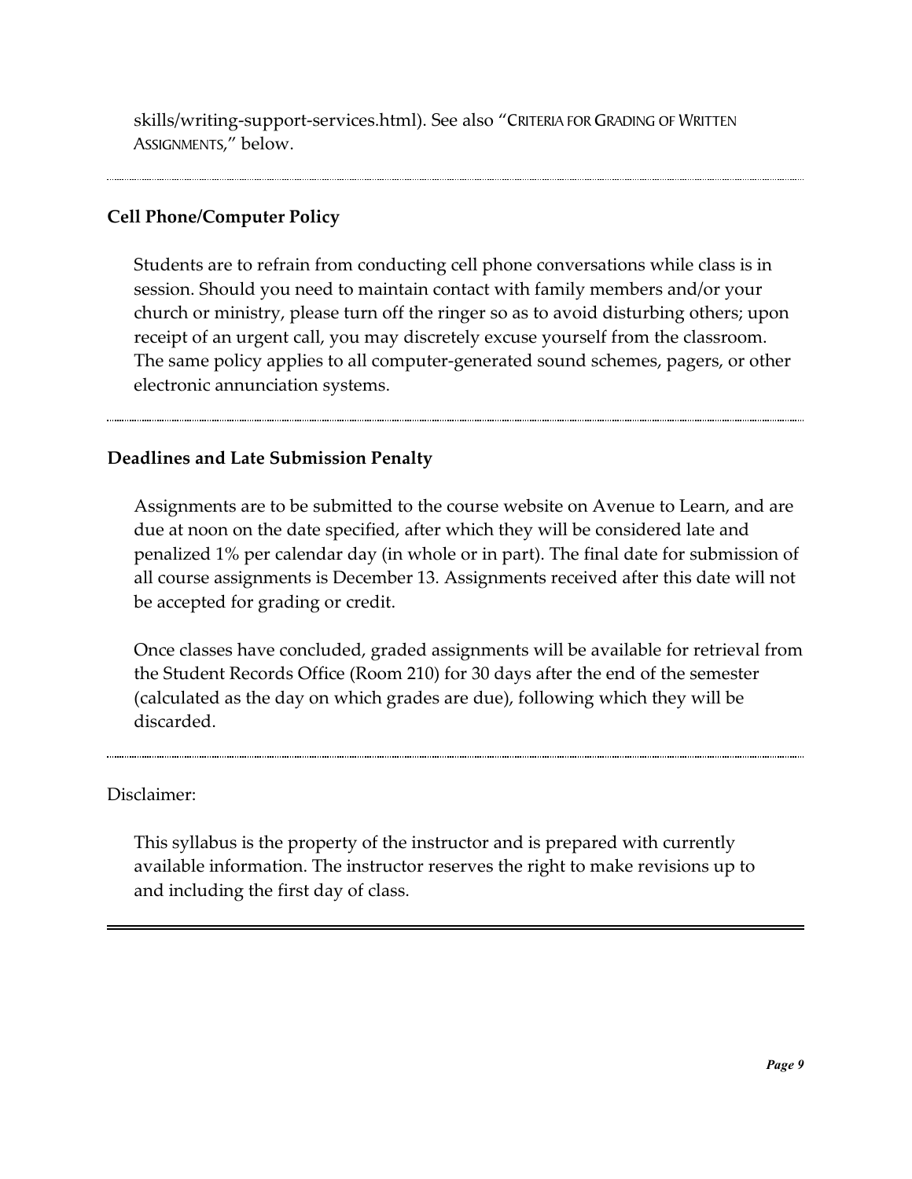skills/writing-support-services.html). See also "CRITERIA FOR GRADING OF WRITTEN ASSIGNMENTS," below.

---

**Cell Phone/Computer Policy**

Students are to refrain from conducting cell phone conversations while class is in session. Should you need to maintain contact with family members and/or your church or ministry, please turn off the ringer so as to avoid disturbing others; upon receipt of an urgent call, you may discretely excuse yourself from the classroom. The same policy applies to all computer-generated sound schemes, pagers, or other electronic annunciation systems.

---

**Deadlines and Late Submission Penalty**

Assignments are to be submitted to the course website on Avenue to Learn, and are due at noon on the date specified, after which they will be considered late and penalized 1% per calendar day (in whole or in part). The final date for submission of all course assignments is December 13. Assignments received after this date will not be accepted for grading or credit.

Once classes have concluded, graded assignments will be available for retrieval from the Student Records Office (Room 210) for 30 days after the end of the semester (calculated as the day on which grades are due), following which they will be discarded.

---

Disclaimer:

This syllabus is the property of the instructor and is prepared with currently available information. The instructor reserves the right to make revisions up to and including the first day of class.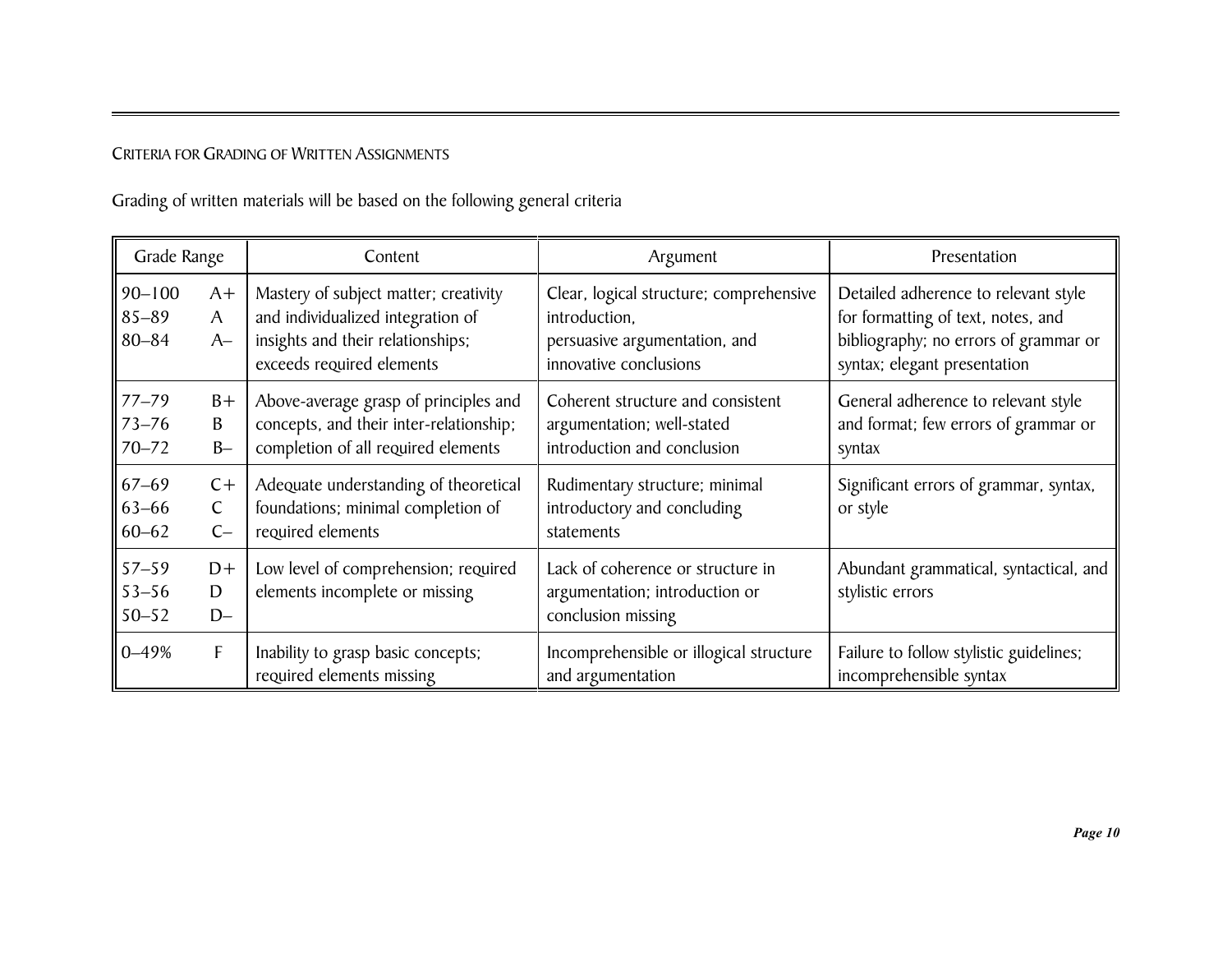## Criteria for Grading of Written Assignments

Grading of written materials will be based on the following general criteria

| Grade Range | Content | Argument | Presentation |
|---|---|---|---|
| 90–100 A+<br>85–89 A<br>80–84 A– | Mastery of subject matter; creativity and individualized integration of insights and their relationships; exceeds required elements | Clear, logical structure; comprehensive introduction, persuasive argumentation, and innovative conclusions | Detailed adherence to relevant style for formatting of text, notes, and bibliography; no errors of grammar or syntax; elegant presentation |
| 77–79 B+<br>73–76 B<br>70–72 B– | Above-average grasp of principles and concepts, and their inter-relationship; completion of all required elements | Coherent structure and consistent argumentation; well-stated introduction and conclusion | General adherence to relevant style and format; few errors of grammar or syntax |
| 67–69 C+<br>63–66 C<br>60–62 C– | Adequate understanding of theoretical foundations; minimal completion of required elements | Rudimentary structure; minimal introductory and concluding statements | Significant errors of grammar, syntax, or style |
| 57–59 D+<br>53–56 D<br>50–52 D– | Low level of comprehension; required elements incomplete or missing | Lack of coherence or structure in argumentation; introduction or conclusion missing | Abundant grammatical, syntactical, and stylistic errors |
| 0–49% F | Inability to grasp basic concepts; required elements missing | Incomprehensible or illogical structure and argumentation | Failure to follow stylistic guidelines; incomprehensible syntax |